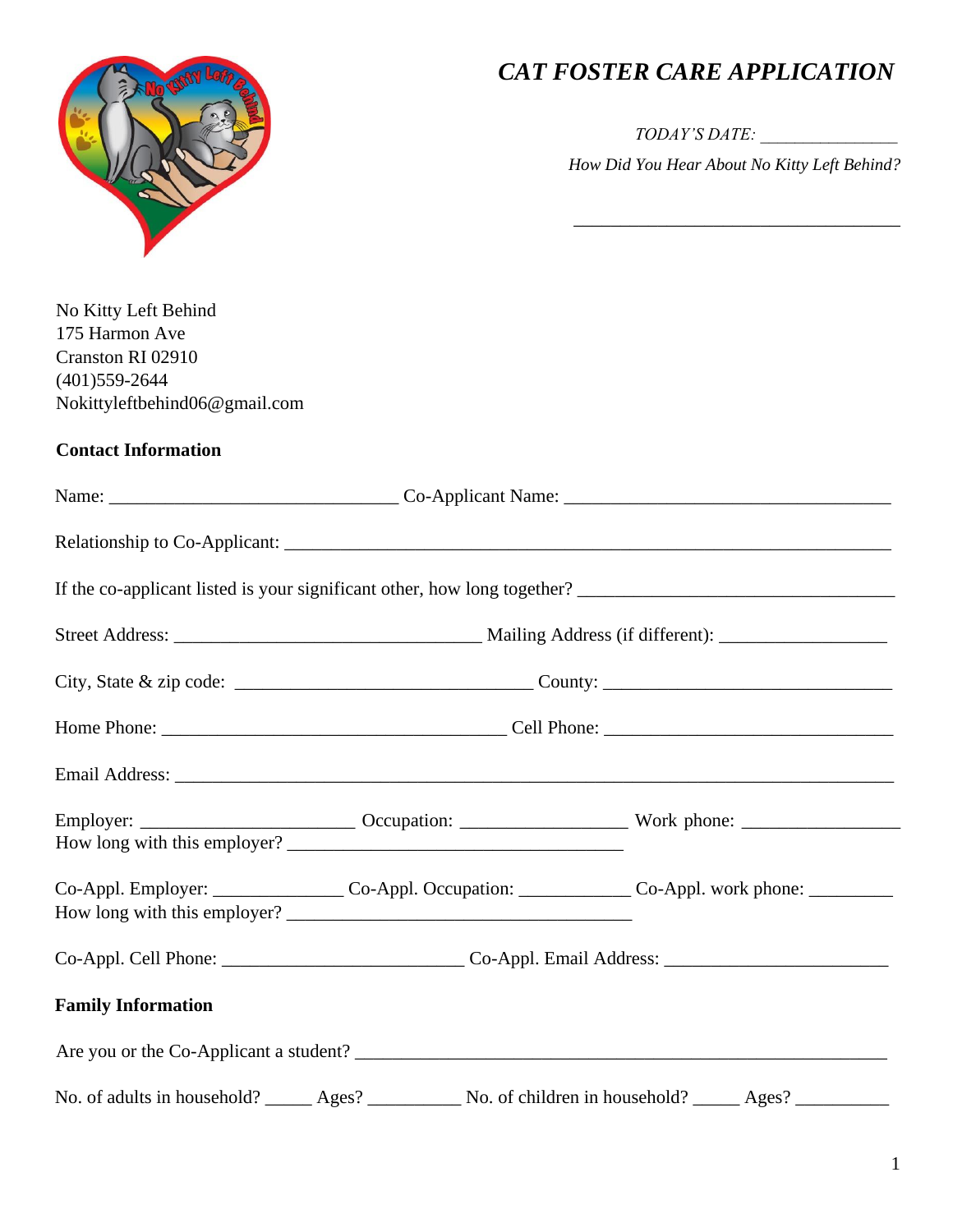# *CAT FOSTER CARE APPLICATION*

*TODAY'S DATE:* _______________

*How Did You Hear About No Kitty Left Behind?*

___________________________________

No Kitty Left Behind
175 Harmon Ave
Cranston RI 02910
(401)559-2644
Nokittyleftbehind06@gmail.com

**Contact Information**

Name: ______________________________ Co-Applicant Name: __________________________________

Relationship to Co-Applicant: _______________________________________________________________

If the co-applicant listed is your significant other, how long together? _________________________________

Street Address: ________________________________ Mailing Address (if different): _________________

City, State & zip code: _______________________________ County: ______________________________

Home Phone: ____________________________________ Cell Phone: ______________________________

Email Address: ___________________________________________________________________________

Employer: ______________________ Occupation: _________________ Work phone: ________________
How long with this employer? ___________________________________

Co-Appl. Employer: ______________ Co-Appl. Occupation: ____________ Co-Appl. work phone: _________
How long with this employer? ____________________________________

Co-Appl. Cell Phone: _________________________ Co-Appl. Email Address: _______________________

**Family Information**

Are you or the Co-Applicant a student? _______________________________________________________

No. of adults in household? _____ Ages? __________ No. of children in household? _____ Ages? __________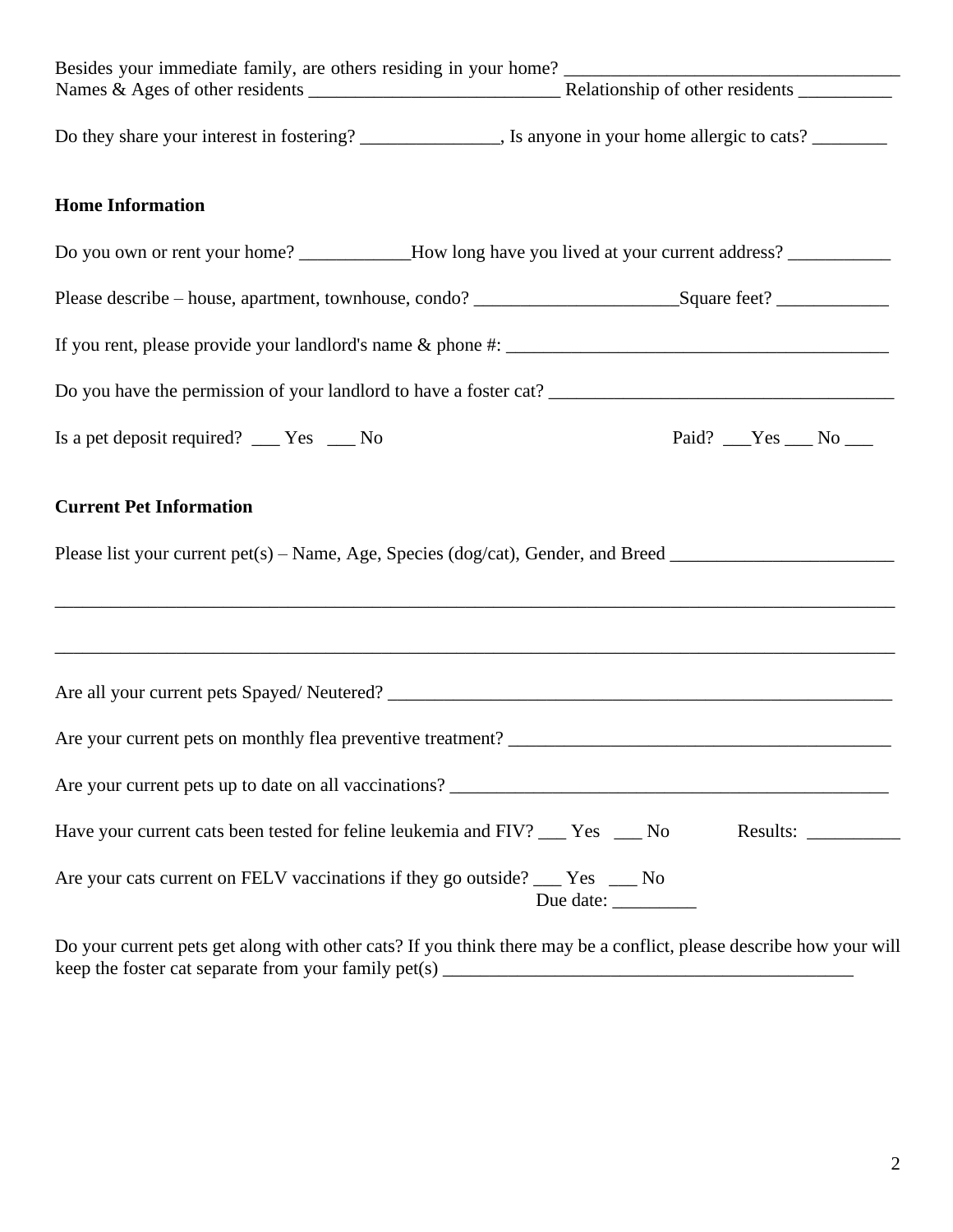Besides your immediate family, are others residing in your home? ___________________________________
Names & Ages of other residents ___________________________ Relationship of other residents __________

Do they share your interest in fostering? _______________, Is anyone in your home allergic to cats? ________

**Home Information**

Do you own or rent your home? ____________How long have you lived at your current address? ___________

Please describe – house, apartment, townhouse, condo? ______________________Square feet? ____________

If you rent, please provide your landlord's name & phone #: __________________________________________

Do you have the permission of your landlord to have a foster cat? _____________________________________

Is a pet deposit required? ___ Yes ___ No                                        Paid? ___Yes ___ No ___

**Current Pet Information**

Please list your current pet(s) – Name, Age, Species (dog/cat), Gender, and Breed ________________________

_____________________________________________________________________________________________

_____________________________________________________________________________________________

Are all your current pets Spayed/ Neutered? _______________________________________________________

Are your current pets on monthly flea preventive treatment? __________________________________________

Are your current pets up to date on all vaccinations? ________________________________________________

Have your current cats been tested for feline leukemia and FIV? ___ Yes ___ No        Results: __________

Are your cats current on FELV vaccinations if they go outside? ___ Yes ___ No
Due date: _________

Do your current pets get along with other cats? If you think there may be a conflict, please describe how your will keep the foster cat separate from your family pet(s) ____________________________________________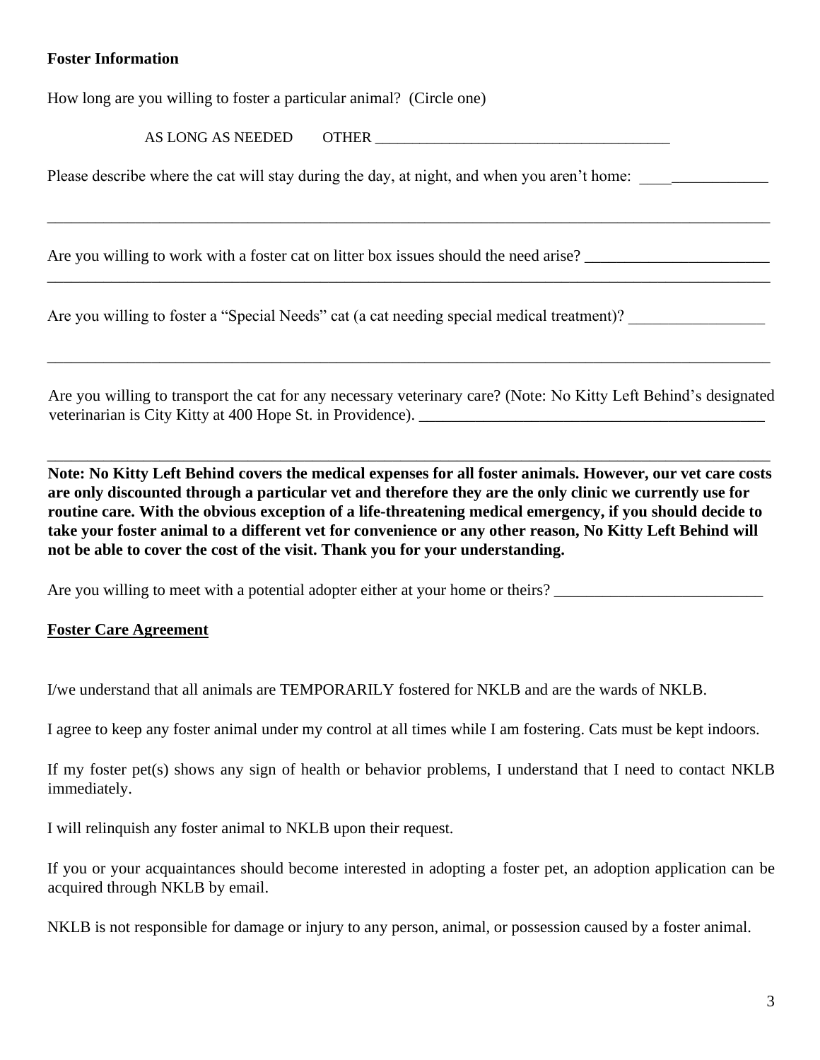**Foster Information**

How long are you willing to foster a particular animal? (Circle one)

AS LONG AS NEEDED OTHER ________________________________________

Please describe where the cat will stay during the day, at night, and when you aren't home: ________________

_______________________________________________________________________________________________

Are you willing to work with a foster cat on litter box issues should the need arise? _______________________

_______________________________________________________________________________________________

Are you willing to foster a "Special Needs" cat (a cat needing special medical treatment)? _________________

_______________________________________________________________________________________________

Are you willing to transport the cat for any necessary veterinary care? (Note: No Kitty Left Behind's designated veterinarian is City Kitty at 400 Hope St. in Providence). _____________________________________________

_______________________________________________________________________________________________

**Note: No Kitty Left Behind covers the medical expenses for all foster animals. However, our vet care costs are only discounted through a particular vet and therefore they are the only clinic we currently use for routine care. With the obvious exception of a life-threatening medical emergency, if you should decide to take your foster animal to a different vet for convenience or any other reason, No Kitty Left Behind will not be able to cover the cost of the visit. Thank you for your understanding.**

Are you willing to meet with a potential adopter either at your home or theirs? __________________________

## Foster Care Agreement

I/we understand that all animals are TEMPORARILY fostered for NKLB and are the wards of NKLB.

I agree to keep any foster animal under my control at all times while I am fostering. Cats must be kept indoors.

If my foster pet(s) shows any sign of health or behavior problems, I understand that I need to contact NKLB immediately.

I will relinquish any foster animal to NKLB upon their request.

If you or your acquaintances should become interested in adopting a foster pet, an adoption application can be acquired through NKLB by email.

NKLB is not responsible for damage or injury to any person, animal, or possession caused by a foster animal.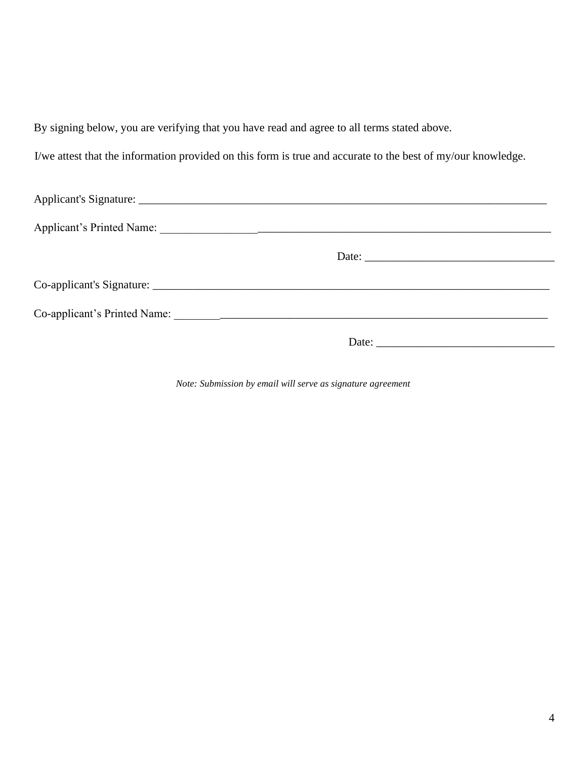By signing below, you are verifying that you have read and agree to all terms stated above.

I/we attest that the information provided on this form is true and accurate to the best of my/our knowledge.

Applicant's Signature: ___________________________________________________________________________

Applicant's Printed Name: _____________________________________________________________________

Date: _________________________________

Co-applicant's Signature: _________________________________________________________________________

Co-applicant's Printed Name: _____________________________________________________________________

Date: _______________________________

*Note: Submission by email will serve as signature agreement*